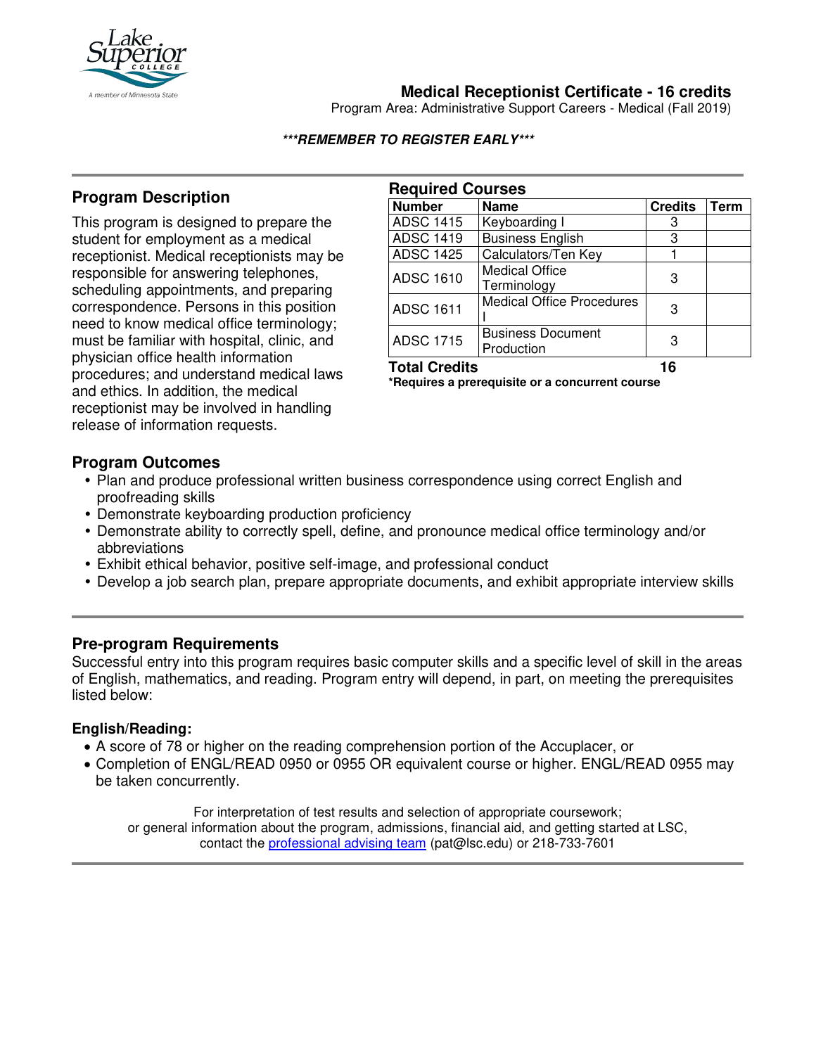# Medical Receptionist Certificate - 16 credits

Program Area: Administrative Support Careers - Medical (Fall 2019)

***REMEMBER TO REGISTER EARLY***

## Program Description

This program is designed to prepare the student for employment as a medical receptionist. Medical receptionists may be responsible for answering telephones, scheduling appointments, and preparing correspondence. Persons in this position need to know medical office terminology; must be familiar with hospital, clinic, and physician office health information procedures; and understand medical laws and ethics. In addition, the medical receptionist may be involved in handling release of information requests.

## Required Courses

| Number | Name | Credits | Term |
|---|---|---|---|
| ADSC 1415 | Keyboarding I | 3 | |
| ADSC 1419 | Business English | 3 | |
| ADSC 1425 | Calculators/Ten Key | 1 | |
| ADSC 1610 | Medical Office Terminology | 3 | |
| ADSC 1611 | Medical Office Procedures I | 3 | |
| ADSC 1715 | Business Document Production | 3 | |
| **Total Credits** | | **16** | |

***Requires a prerequisite or a concurrent course**

## Program Outcomes

- Plan and produce professional written business correspondence using correct English and proofreading skills
- Demonstrate keyboarding production proficiency
- Demonstrate ability to correctly spell, define, and pronounce medical office terminology and/or abbreviations
- Exhibit ethical behavior, positive self-image, and professional conduct
- Develop a job search plan, prepare appropriate documents, and exhibit appropriate interview skills

## Pre-program Requirements

Successful entry into this program requires basic computer skills and a specific level of skill in the areas of English, mathematics, and reading. Program entry will depend, in part, on meeting the prerequisites listed below:

### English/Reading:

- A score of 78 or higher on the reading comprehension portion of the Accuplacer, or
- Completion of ENGL/READ 0950 or 0955 OR equivalent course or higher. ENGL/READ 0955 may be taken concurrently.

For interpretation of test results and selection of appropriate coursework; or general information about the program, admissions, financial aid, and getting started at LSC, contact the professional advising team (pat@lsc.edu) or 218-733-7601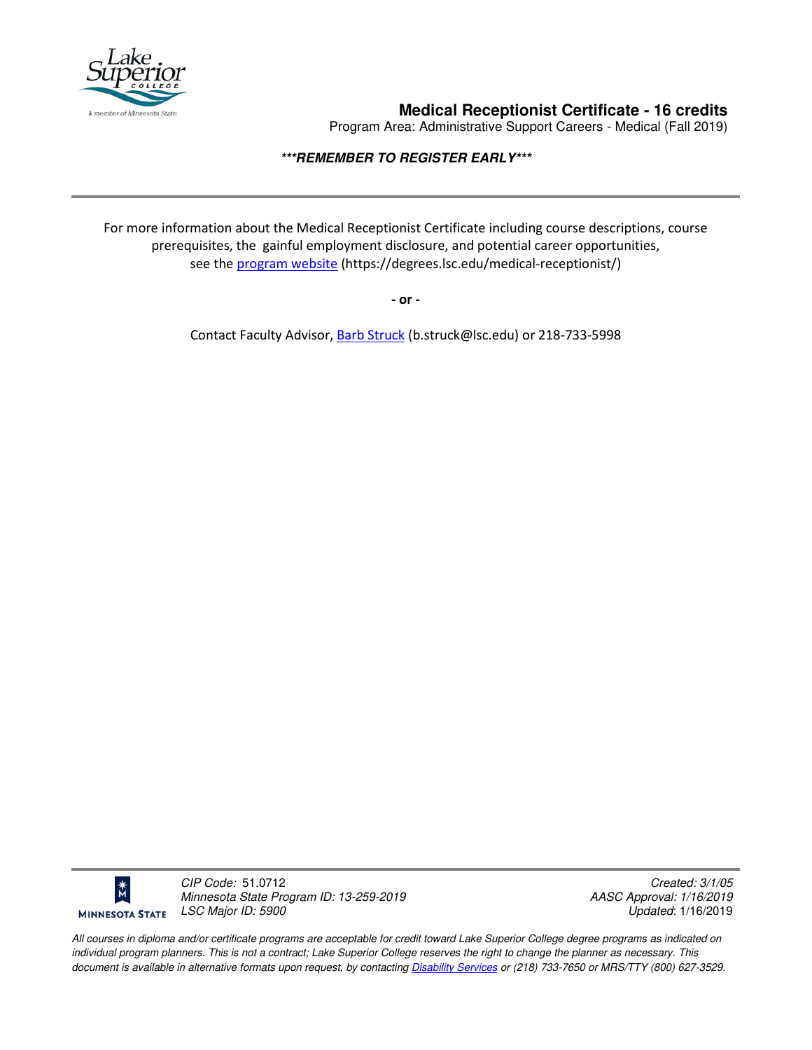**Medical Receptionist Certificate - 16 credits**

Program Area: Administrative Support Careers - Medical (Fall 2019)

***\*\*\*REMEMBER TO REGISTER EARLY\*\*\****

---

For more information about the Medical Receptionist Certificate including course descriptions, course prerequisites, the gainful employment disclosure, and potential career opportunities, see the [program website](https://degrees.lsc.edu/medical-receptionist/) (https://degrees.lsc.edu/medical-receptionist/)

**- or -**

Contact Faculty Advisor, [Barb Struck](mailto:b.struck@lsc.edu) (b.struck@lsc.edu) or 218-733-5998

---

*CIP Code:* 51.0712
*Minnesota State Program ID: 13-259-2019*
*LSC Major ID: 5900*

*Created: 3/1/05*
*AASC Approval: 1/16/2019*
*Updated*: 1/16/2019

*All courses in diploma and/or certificate programs are acceptable for credit toward Lake Superior College degree programs as indicated on individual program planners. This is not a contract; Lake Superior College reserves the right to change the planner as necessary. This document is available in alternative formats upon request, by contacting [Disability Services](#) or (218) 733-7650 or MRS/TTY (800) 627-3529.*